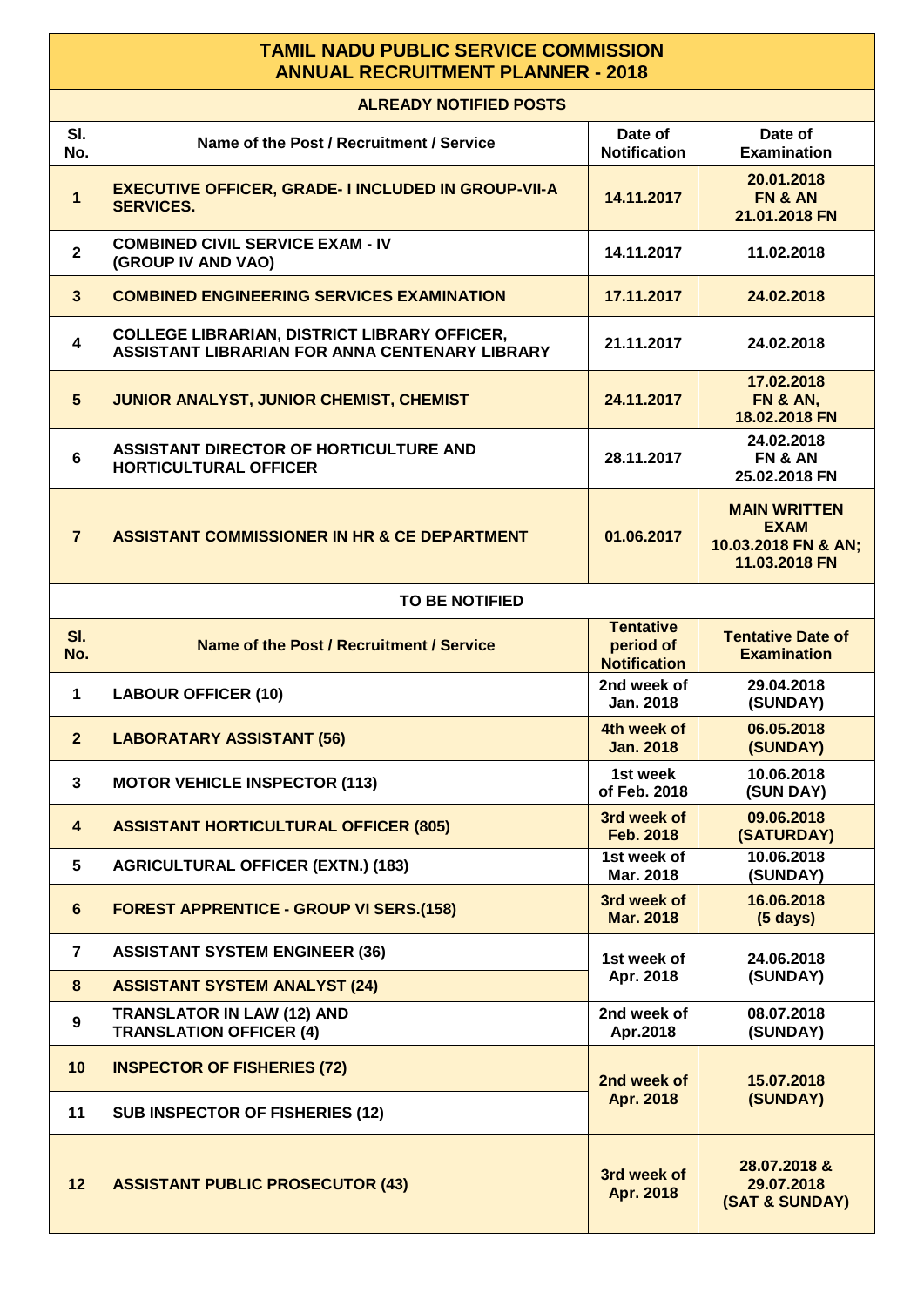# TAMIL NADU PUBLIC SERVICE COMMISSION
## ANNUAL RECRUITMENT PLANNER - 2018

### ALREADY NOTIFIED POSTS

| Sl. No. | Name of the Post / Recruitment / Service | Date of Notification | Date of Examination |
|---|---|---|---|
| 1 | EXECUTIVE OFFICER, GRADE- I INCLUDED IN GROUP-VII-A SERVICES. | 14.11.2017 | 20.01.2018 FN & AN 21.01.2018 FN |
| 2 | COMBINED CIVIL SERVICE EXAM - IV (GROUP IV AND VAO) | 14.11.2017 | 11.02.2018 |
| 3 | COMBINED ENGINEERING SERVICES EXAMINATION | 17.11.2017 | 24.02.2018 |
| 4 | COLLEGE LIBRARIAN, DISTRICT LIBRARY OFFICER, ASSISTANT LIBRARIAN FOR ANNA CENTENARY LIBRARY | 21.11.2017 | 24.02.2018 |
| 5 | JUNIOR ANALYST, JUNIOR CHEMIST, CHEMIST | 24.11.2017 | 17.02.2018 FN & AN, 18.02.2018 FN |
| 6 | ASSISTANT DIRECTOR OF HORTICULTURE AND HORTICULTURAL OFFICER | 28.11.2017 | 24.02.2018 FN & AN 25.02.2018 FN |
| 7 | ASSISTANT COMMISSIONER IN HR & CE DEPARTMENT | 01.06.2017 | MAIN WRITTEN EXAM 10.03.2018 FN & AN; 11.03.2018 FN |

### TO BE NOTIFIED

| Sl. No. | Name of the Post / Recruitment / Service | Tentative period of Notification | Tentative Date of Examination |
|---|---|---|---|
| 1 | LABOUR OFFICER (10) | 2nd week of Jan. 2018 | 29.04.2018 (SUNDAY) |
| 2 | LABORATARY ASSISTANT (56) | 4th week of Jan. 2018 | 06.05.2018 (SUNDAY) |
| 3 | MOTOR VEHICLE INSPECTOR (113) | 1st week of Feb. 2018 | 10.06.2018 (SUN DAY) |
| 4 | ASSISTANT HORTICULTURAL OFFICER (805) | 3rd week of Feb. 2018 | 09.06.2018 (SATURDAY) |
| 5 | AGRICULTURAL OFFICER (EXTN.) (183) | 1st week of Mar. 2018 | 10.06.2018 (SUNDAY) |
| 6 | FOREST APPRENTICE - GROUP VI SERS.(158) | 3rd week of Mar. 2018 | 16.06.2018 (5 days) |
| 7 | ASSISTANT SYSTEM ENGINEER (36) | 1st week of Apr. 2018 | 24.06.2018 (SUNDAY) |
| 8 | ASSISTANT SYSTEM ANALYST (24) | | |
| 9 | TRANSLATOR IN LAW (12) AND TRANSLATION OFFICER (4) | 2nd week of Apr.2018 | 08.07.2018 (SUNDAY) |
| 10 | INSPECTOR OF FISHERIES (72) | 2nd week of Apr. 2018 | 15.07.2018 (SUNDAY) |
| 11 | SUB INSPECTOR OF FISHERIES (12) | | |
| 12 | ASSISTANT PUBLIC PROSECUTOR (43) | 3rd week of Apr. 2018 | 28.07.2018 & 29.07.2018 (SAT & SUNDAY) |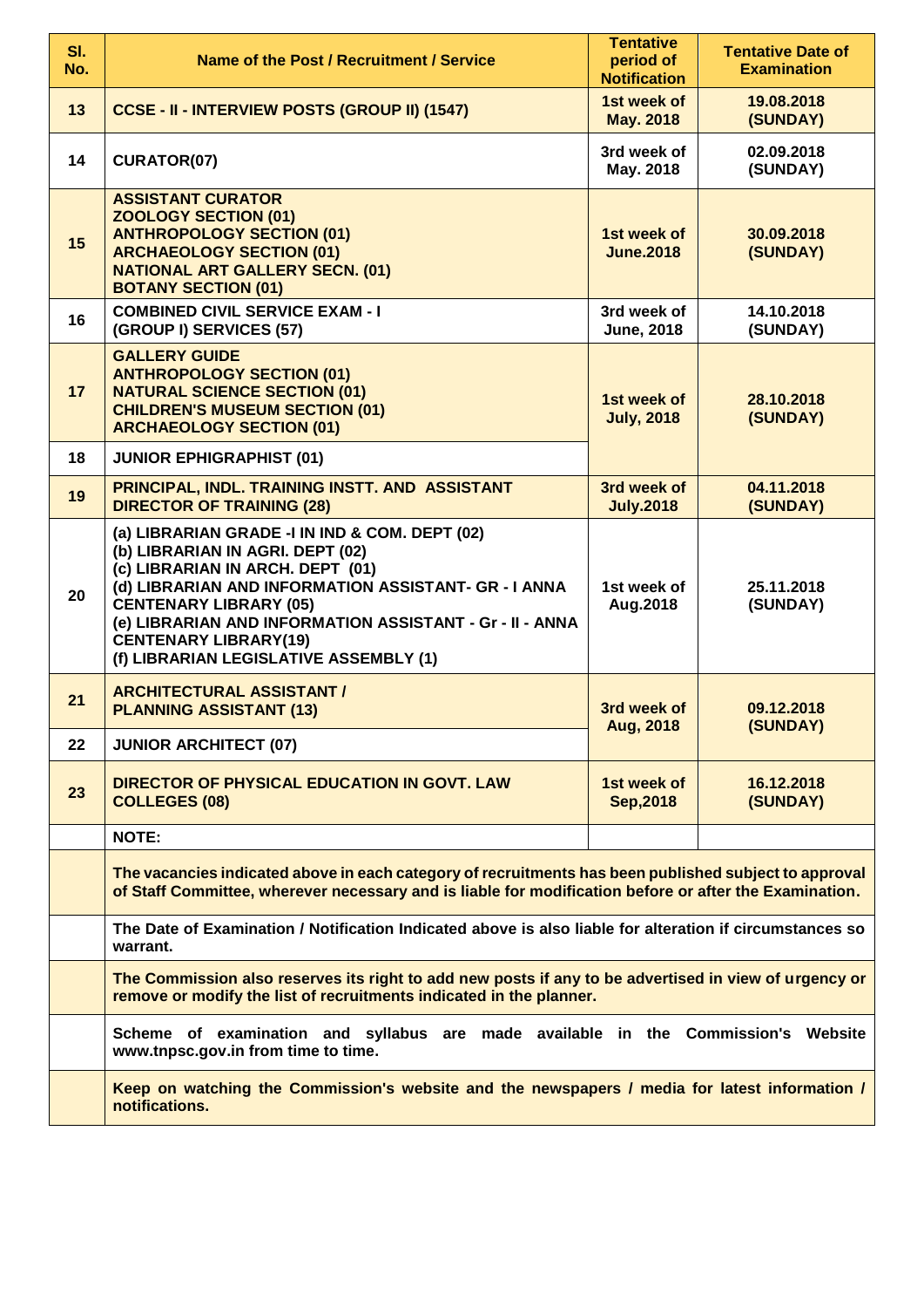| Sl. No. | Name of the Post / Recruitment / Service | Tentative period of Notification | Tentative Date of Examination |
|---|---|---|---|
| 13 | CCSE - II - INTERVIEW POSTS (GROUP II) (1547) | 1st week of May. 2018 | 19.08.2018 (SUNDAY) |
| 14 | CURATOR(07) | 3rd week of May. 2018 | 02.09.2018 (SUNDAY) |
| 15 | ASSISTANT CURATOR<br>ZOOLOGY SECTION (01)<br>ANTHROPOLOGY SECTION (01)<br>ARCHAEOLOGY SECTION (01)<br>NATIONAL ART GALLERY SECN. (01)<br>BOTANY SECTION (01) | 1st week of June.2018 | 30.09.2018 (SUNDAY) |
| 16 | COMBINED CIVIL SERVICE EXAM - I (GROUP I) SERVICES (57) | 3rd week of June, 2018 | 14.10.2018 (SUNDAY) |
| 17 | GALLERY GUIDE<br>ANTHROPOLOGY SECTION (01)<br>NATURAL SCIENCE SECTION (01)<br>CHILDREN'S MUSEUM SECTION (01)<br>ARCHAEOLOGY SECTION (01) | 1st week of July, 2018 | 28.10.2018 (SUNDAY) |
| 18 | JUNIOR EPHIGRAPHIST (01) | | |
| 19 | PRINCIPAL, INDL. TRAINING INSTT. AND ASSISTANT DIRECTOR OF TRAINING (28) | 3rd week of July.2018 | 04.11.2018 (SUNDAY) |
| 20 | (a) LIBRARIAN GRADE -I IN IND & COM. DEPT (02)<br>(b) LIBRARIAN IN AGRI. DEPT (02)<br>(c) LIBRARIAN IN ARCH. DEPT (01)<br>(d) LIBRARIAN AND INFORMATION ASSISTANT- GR - I ANNA CENTENARY LIBRARY (05)<br>(e) LIBRARIAN AND INFORMATION ASSISTANT - Gr - II - ANNA CENTENARY LIBRARY(19)<br>(f) LIBRARIAN LEGISLATIVE ASSEMBLY (1) | 1st week of Aug.2018 | 25.11.2018 (SUNDAY) |
| 21 | ARCHITECTURAL ASSISTANT / PLANNING ASSISTANT (13) | 3rd week of Aug, 2018 | 09.12.2018 (SUNDAY) |
| 22 | JUNIOR ARCHITECT (07) | | |
| 23 | DIRECTOR OF PHYSICAL EDUCATION IN GOVT. LAW COLLEGES (08) | 1st week of Sep,2018 | 16.12.2018 (SUNDAY) |
| | NOTE: | | |
| | The vacancies indicated above in each category of recruitments has been published subject to approval of Staff Committee, wherever necessary and is liable for modification before or after the Examination. | | |
| | The Date of Examination / Notification Indicated above is also liable for alteration if circumstances so warrant. | | |
| | The Commission also reserves its right to add new posts if any to be advertised in view of urgency or remove or modify the list of recruitments indicated in the planner. | | |
| | Scheme of examination and syllabus are made available in the Commission's Website www.tnpsc.gov.in from time to time. | | |
| | Keep on watching the Commission's website and the newspapers / media for latest information / notifications. | | |